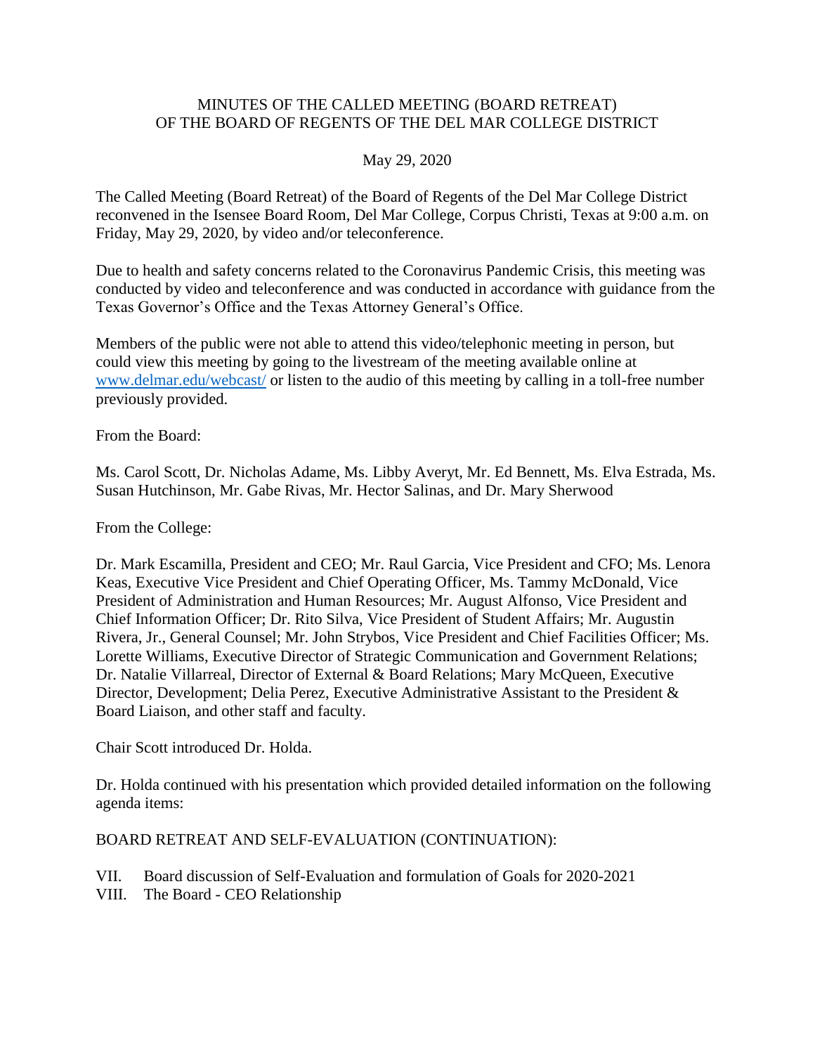# MINUTES OF THE CALLED MEETING (BOARD RETREAT) OF THE BOARD OF REGENTS OF THE DEL MAR COLLEGE DISTRICT

May 29, 2020

The Called Meeting (Board Retreat) of the Board of Regents of the Del Mar College District reconvened in the Isensee Board Room, Del Mar College, Corpus Christi, Texas at 9:00 a.m. on Friday, May 29, 2020, by video and/or teleconference.

Due to health and safety concerns related to the Coronavirus Pandemic Crisis, this meeting was conducted by video and teleconference and was conducted in accordance with guidance from the Texas Governor's Office and the Texas Attorney General's Office.

Members of the public were not able to attend this video/telephonic meeting in person, but could view this meeting by going to the livestream of the meeting available online at [www.delmar.edu/webcast/](www.delmar.edu/webcast/) or listen to the audio of this meeting by calling in a toll-free number previously provided.

From the Board:

Ms. Carol Scott, Dr. Nicholas Adame, Ms. Libby Averyt, Mr. Ed Bennett, Ms. Elva Estrada, Ms. Susan Hutchinson, Mr. Gabe Rivas, Mr. Hector Salinas, and Dr. Mary Sherwood

From the College:

Dr. Mark Escamilla, President and CEO; Mr. Raul Garcia, Vice President and CFO; Ms. Lenora Keas, Executive Vice President and Chief Operating Officer, Ms. Tammy McDonald, Vice President of Administration and Human Resources; Mr. August Alfonso, Vice President and Chief Information Officer; Dr. Rito Silva, Vice President of Student Affairs; Mr. Augustin Rivera, Jr., General Counsel; Mr. John Strybos, Vice President and Chief Facilities Officer; Ms. Lorette Williams, Executive Director of Strategic Communication and Government Relations; Dr. Natalie Villarreal, Director of External & Board Relations; Mary McQueen, Executive Director, Development; Delia Perez, Executive Administrative Assistant to the President & Board Liaison, and other staff and faculty.

Chair Scott introduced Dr. Holda.

Dr. Holda continued with his presentation which provided detailed information on the following agenda items:

BOARD RETREAT AND SELF-EVALUATION (CONTINUATION):

VII. Board discussion of Self-Evaluation and formulation of Goals for 2020-2021

VIII. The Board - CEO Relationship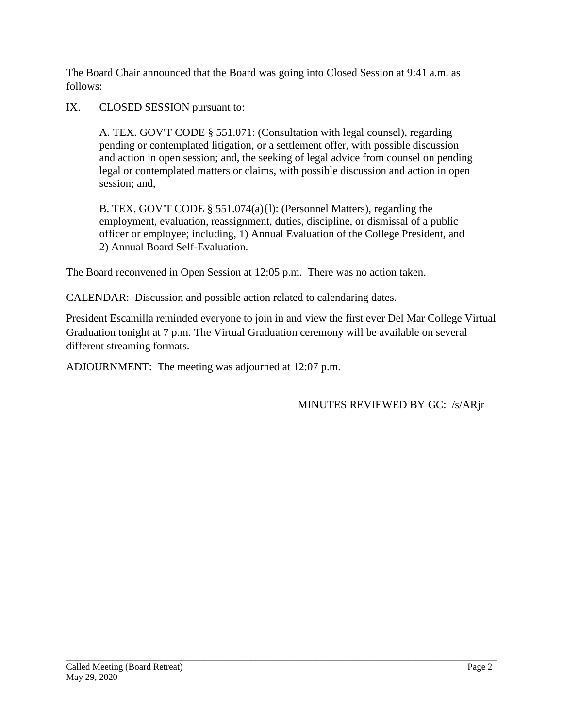The Board Chair announced that the Board was going into Closed Session at 9:41 a.m. as follows:

IX. CLOSED SESSION pursuant to:

A. TEX. GOV'T CODE § 551.071: (Consultation with legal counsel), regarding pending or contemplated litigation, or a settlement offer, with possible discussion and action in open session; and, the seeking of legal advice from counsel on pending legal or contemplated matters or claims, with possible discussion and action in open session; and,

B. TEX. GOV'T CODE § 551.074(a){l): (Personnel Matters), regarding the employment, evaluation, reassignment, duties, discipline, or dismissal of a public officer or employee; including, 1) Annual Evaluation of the College President, and 2) Annual Board Self-Evaluation.

The Board reconvened in Open Session at 12:05 p.m. There was no action taken.

CALENDAR: Discussion and possible action related to calendaring dates.

President Escamilla reminded everyone to join in and view the first ever Del Mar College Virtual Graduation tonight at 7 p.m. The Virtual Graduation ceremony will be available on several different streaming formats.

ADJOURNMENT: The meeting was adjourned at 12:07 p.m.

MINUTES REVIEWED BY GC: /s/ARjr